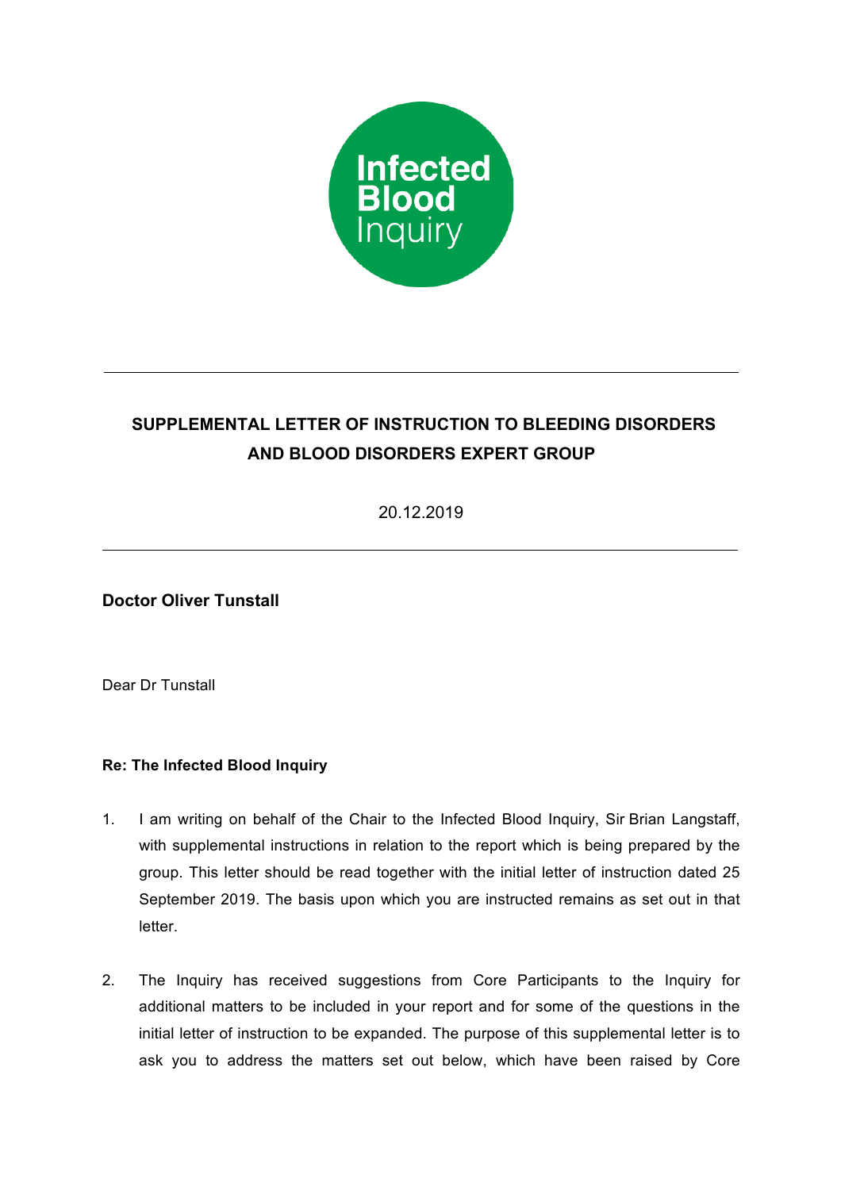Infected Blood Inquiry

**SUPPLEMENTAL LETTER OF INSTRUCTION TO BLEEDING DISORDERS AND BLOOD DISORDERS EXPERT GROUP**

20.12.2019

**Doctor Oliver Tunstall**

Dear Dr Tunstall

**Re: The Infected Blood Inquiry**

1. I am writing on behalf of the Chair to the Infected Blood Inquiry, Sir Brian Langstaff, with supplemental instructions in relation to the report which is being prepared by the group. This letter should be read together with the initial letter of instruction dated 25 September 2019. The basis upon which you are instructed remains as set out in that letter.

2. The Inquiry has received suggestions from Core Participants to the Inquiry for additional matters to be included in your report and for some of the questions in the initial letter of instruction to be expanded. The purpose of this supplemental letter is to ask you to address the matters set out below, which have been raised by Core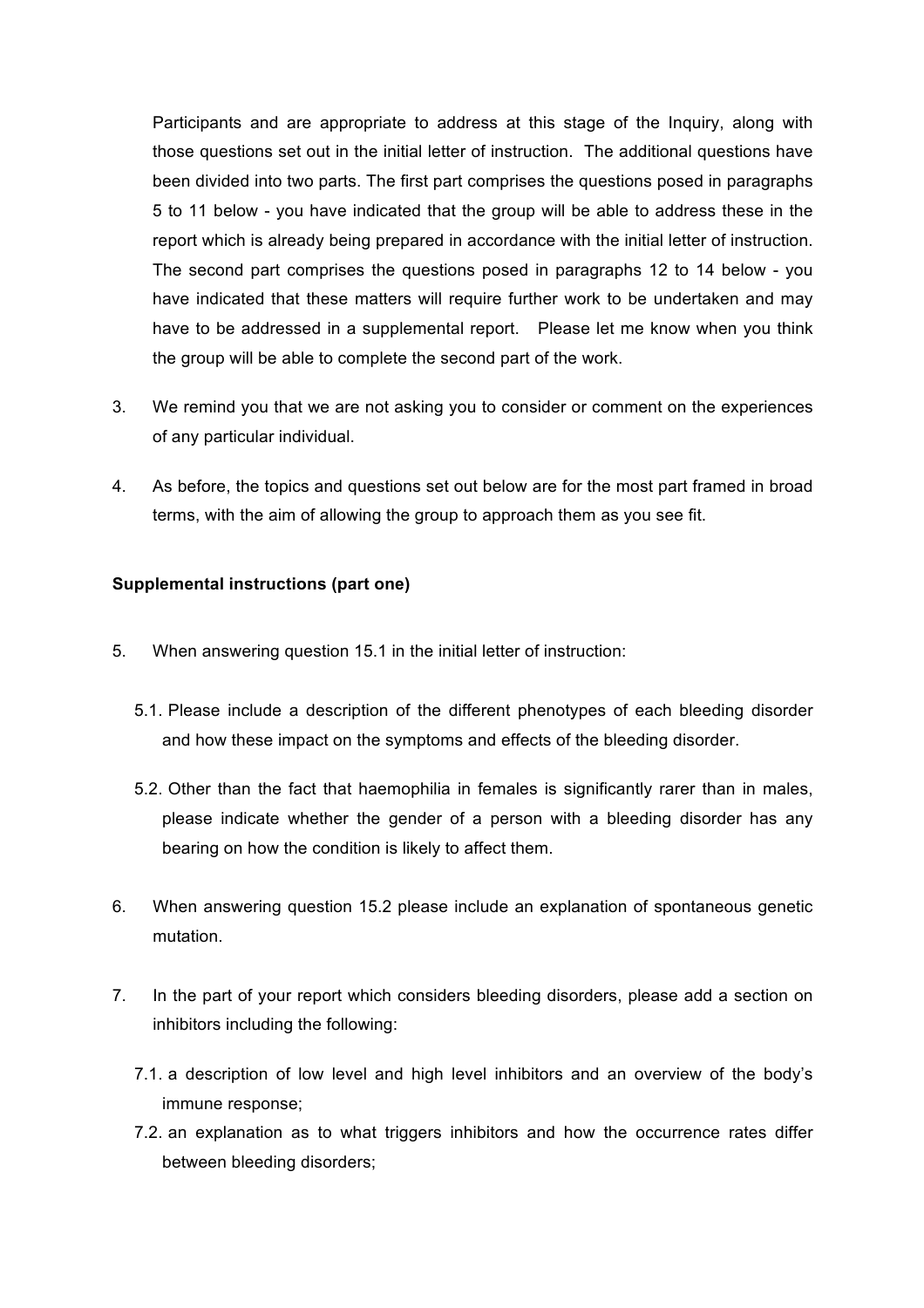Participants and are appropriate to address at this stage of the Inquiry, along with those questions set out in the initial letter of instruction. The additional questions have been divided into two parts. The first part comprises the questions posed in paragraphs 5 to 11 below - you have indicated that the group will be able to address these in the report which is already being prepared in accordance with the initial letter of instruction. The second part comprises the questions posed in paragraphs 12 to 14 below - you have indicated that these matters will require further work to be undertaken and may have to be addressed in a supplemental report. Please let me know when you think the group will be able to complete the second part of the work.

3. We remind you that we are not asking you to consider or comment on the experiences of any particular individual.

4. As before, the topics and questions set out below are for the most part framed in broad terms, with the aim of allowing the group to approach them as you see fit.

**Supplemental instructions (part one)**

5. When answering question 15.1 in the initial letter of instruction:

   5.1. Please include a description of the different phenotypes of each bleeding disorder and how these impact on the symptoms and effects of the bleeding disorder.

   5.2. Other than the fact that haemophilia in females is significantly rarer than in males, please indicate whether the gender of a person with a bleeding disorder has any bearing on how the condition is likely to affect them.

6. When answering question 15.2 please include an explanation of spontaneous genetic mutation.

7. In the part of your report which considers bleeding disorders, please add a section on inhibitors including the following:

   7.1. a description of low level and high level inhibitors and an overview of the body's immune response;

   7.2. an explanation as to what triggers inhibitors and how the occurrence rates differ between bleeding disorders;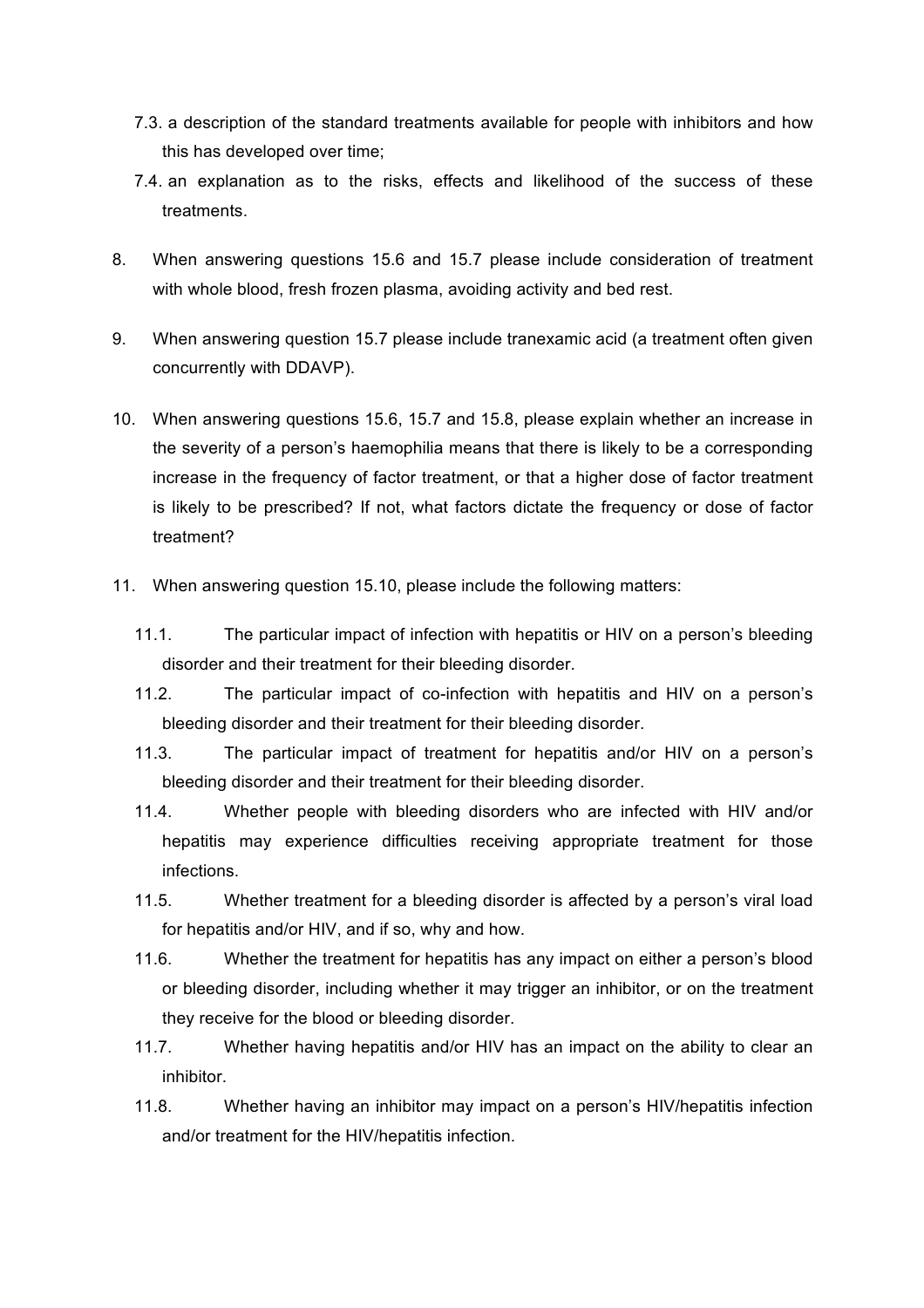7.3. a description of the standard treatments available for people with inhibitors and how this has developed over time;

7.4. an explanation as to the risks, effects and likelihood of the success of these treatments.

8. When answering questions 15.6 and 15.7 please include consideration of treatment with whole blood, fresh frozen plasma, avoiding activity and bed rest.

9. When answering question 15.7 please include tranexamic acid (a treatment often given concurrently with DDAVP).

10. When answering questions 15.6, 15.7 and 15.8, please explain whether an increase in the severity of a person's haemophilia means that there is likely to be a corresponding increase in the frequency of factor treatment, or that a higher dose of factor treatment is likely to be prescribed? If not, what factors dictate the frequency or dose of factor treatment?

11. When answering question 15.10, please include the following matters:

    11.1. The particular impact of infection with hepatitis or HIV on a person's bleeding disorder and their treatment for their bleeding disorder.

    11.2. The particular impact of co-infection with hepatitis and HIV on a person's bleeding disorder and their treatment for their bleeding disorder.

    11.3. The particular impact of treatment for hepatitis and/or HIV on a person's bleeding disorder and their treatment for their bleeding disorder.

    11.4. Whether people with bleeding disorders who are infected with HIV and/or hepatitis may experience difficulties receiving appropriate treatment for those infections.

    11.5. Whether treatment for a bleeding disorder is affected by a person's viral load for hepatitis and/or HIV, and if so, why and how.

    11.6. Whether the treatment for hepatitis has any impact on either a person's blood or bleeding disorder, including whether it may trigger an inhibitor, or on the treatment they receive for the blood or bleeding disorder.

    11.7. Whether having hepatitis and/or HIV has an impact on the ability to clear an inhibitor.

    11.8. Whether having an inhibitor may impact on a person's HIV/hepatitis infection and/or treatment for the HIV/hepatitis infection.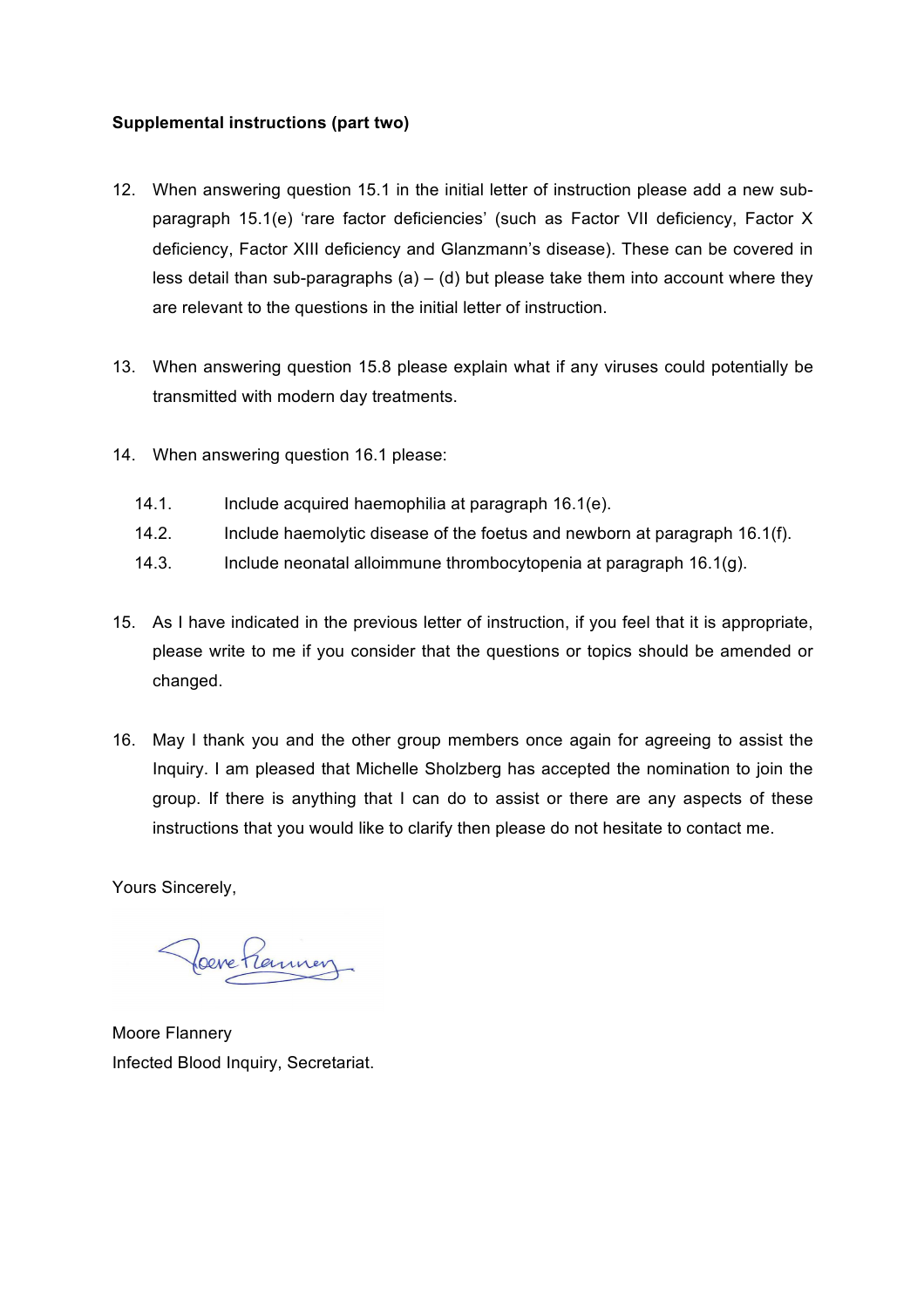**Supplemental instructions (part two)**

12. When answering question 15.1 in the initial letter of instruction please add a new sub-paragraph 15.1(e) 'rare factor deficiencies' (such as Factor VII deficiency, Factor X deficiency, Factor XIII deficiency and Glanzmann's disease). These can be covered in less detail than sub-paragraphs (a) – (d) but please take them into account where they are relevant to the questions in the initial letter of instruction.

13. When answering question 15.8 please explain what if any viruses could potentially be transmitted with modern day treatments.

14. When answering question 16.1 please:

    14.1. Include acquired haemophilia at paragraph 16.1(e).

    14.2. Include haemolytic disease of the foetus and newborn at paragraph 16.1(f).

    14.3. Include neonatal alloimmune thrombocytopenia at paragraph 16.1(g).

15. As I have indicated in the previous letter of instruction, if you feel that it is appropriate, please write to me if you consider that the questions or topics should be amended or changed.

16. May I thank you and the other group members once again for agreeing to assist the Inquiry. I am pleased that Michelle Sholzberg has accepted the nomination to join the group. If there is anything that I can do to assist or there are any aspects of these instructions that you would like to clarify then please do not hesitate to contact me.

Yours Sincerely,

Moore Flannery
Infected Blood Inquiry, Secretariat.